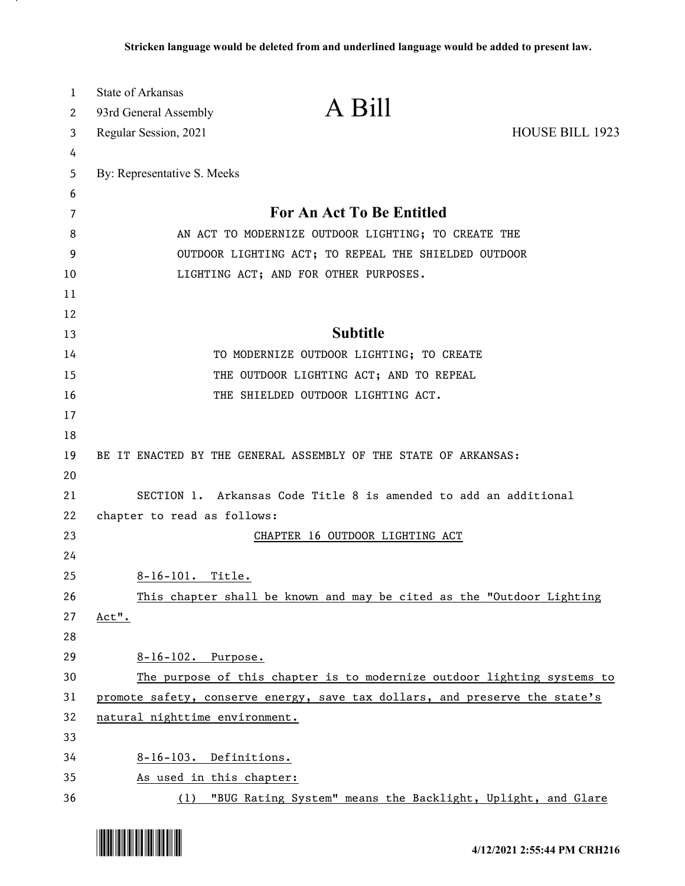Stricken language would be deleted from and underlined language would be added to present law.

State of Arkansas
93rd General Assembly
Regular Session, 2021

# A Bill

HOUSE BILL 1923

By: Representative S. Meeks

## For An Act To Be Entitled

AN ACT TO MODERNIZE OUTDOOR LIGHTING; TO CREATE THE OUTDOOR LIGHTING ACT; TO REPEAL THE SHIELDED OUTDOOR LIGHTING ACT; AND FOR OTHER PURPOSES.

## Subtitle

TO MODERNIZE OUTDOOR LIGHTING; TO CREATE THE OUTDOOR LIGHTING ACT; AND TO REPEAL THE SHIELDED OUTDOOR LIGHTING ACT.

BE IT ENACTED BY THE GENERAL ASSEMBLY OF THE STATE OF ARKANSAS:

SECTION 1. Arkansas Code Title 8 is amended to add an additional chapter to read as follows:

CHAPTER 16 OUTDOOR LIGHTING ACT

8-16-101. Title.

This chapter shall be known and may be cited as the "Outdoor Lighting Act".

8-16-102. Purpose.

The purpose of this chapter is to modernize outdoor lighting systems to promote safety, conserve energy, save tax dollars, and preserve the state's natural nighttime environment.

8-16-103. Definitions.

As used in this chapter:

(1) "BUG Rating System" means the Backlight, Uplight, and Glare

4/12/2021 2:55:44 PM CRH216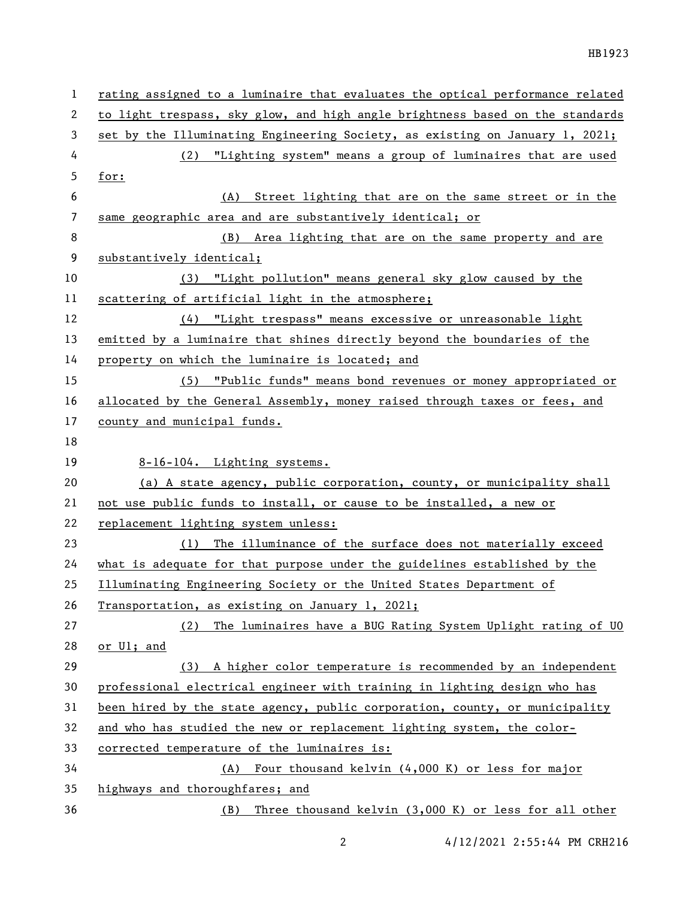rating assigned to a luminaire that evaluates the optical performance related to light trespass, sky glow, and high angle brightness based on the standards set by the Illuminating Engineering Society, as existing on January 1, 2021;

(2) "Lighting system" means a group of luminaires that are used for:

(A) Street lighting that are on the same street or in the same geographic area and are substantively identical; or

(B) Area lighting that are on the same property and are substantively identical;

(3) "Light pollution" means general sky glow caused by the scattering of artificial light in the atmosphere;

(4) "Light trespass" means excessive or unreasonable light emitted by a luminaire that shines directly beyond the boundaries of the property on which the luminaire is located; and

(5) "Public funds" means bond revenues or money appropriated or allocated by the General Assembly, money raised through taxes or fees, and county and municipal funds.

8-16-104. Lighting systems.

(a) A state agency, public corporation, county, or municipality shall not use public funds to install, or cause to be installed, a new or replacement lighting system unless:

(1) The illuminance of the surface does not materially exceed what is adequate for that purpose under the guidelines established by the Illuminating Engineering Society or the United States Department of Transportation, as existing on January 1, 2021;

(2) The luminaires have a BUG Rating System Uplight rating of U0 or U1; and

(3) A higher color temperature is recommended by an independent professional electrical engineer with training in lighting design who has been hired by the state agency, public corporation, county, or municipality and who has studied the new or replacement lighting system, the color-corrected temperature of the luminaires is:

(A) Four thousand kelvin (4,000 K) or less for major highways and thoroughfares; and

(B) Three thousand kelvin (3,000 K) or less for all other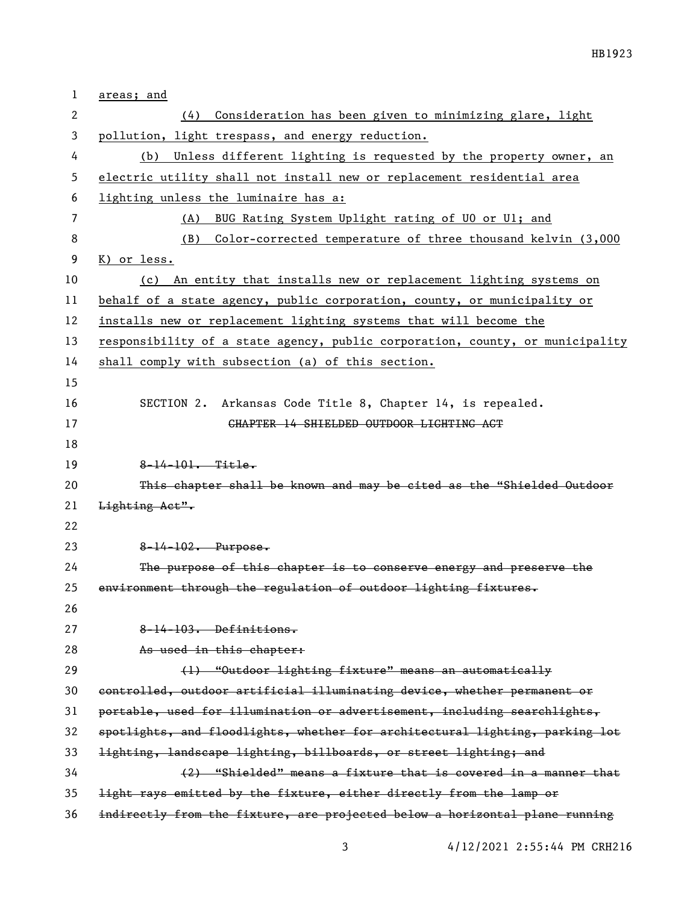areas; and

(4) Consideration has been given to minimizing glare, light pollution, light trespass, and energy reduction.

(b) Unless different lighting is requested by the property owner, an electric utility shall not install new or replacement residential area lighting unless the luminaire has a:

(A) BUG Rating System Uplight rating of U0 or U1; and

(B) Color-corrected temperature of three thousand kelvin (3,000 K) or less.

(c) An entity that installs new or replacement lighting systems on behalf of a state agency, public corporation, county, or municipality or installs new or replacement lighting systems that will become the responsibility of a state agency, public corporation, county, or municipality shall comply with subsection (a) of this section.

SECTION 2. Arkansas Code Title 8, Chapter 14, is repealed.

~~CHAPTER 14 SHIELDED OUTDOOR LIGHTING ACT~~

~~8-14-101. Title.~~

~~This chapter shall be known and may be cited as the "Shielded Outdoor Lighting Act".~~

~~8-14-102. Purpose.~~

~~The purpose of this chapter is to conserve energy and preserve the environment through the regulation of outdoor lighting fixtures.~~

~~8-14-103. Definitions.~~

~~As used in this chapter:~~

~~(1) "Outdoor lighting fixture" means an automatically controlled, outdoor artificial illuminating device, whether permanent or portable, used for illumination or advertisement, including searchlights, spotlights, and floodlights, whether for architectural lighting, parking lot lighting, landscape lighting, billboards, or street lighting; and~~

~~(2) "Shielded" means a fixture that is covered in a manner that light rays emitted by the fixture, either directly from the lamp or indirectly from the fixture, are projected below a horizontal plane running~~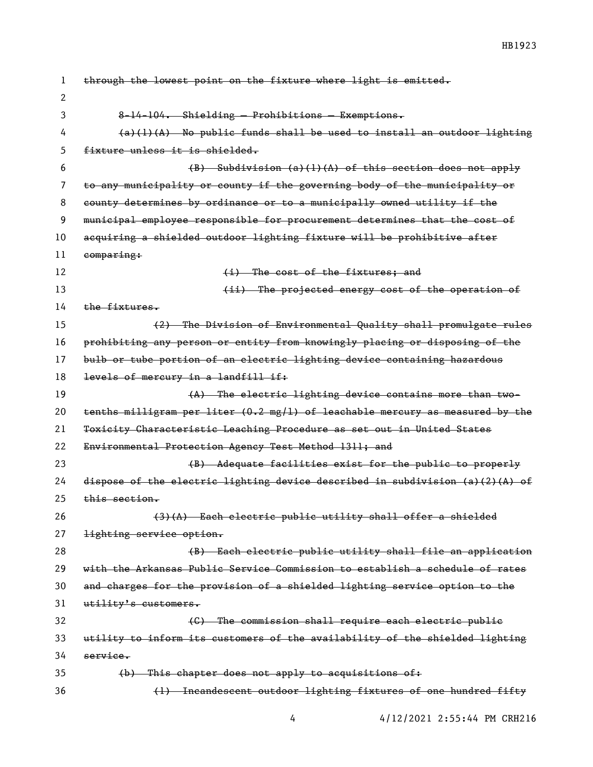~~through the lowest point on the fixture where light is emitted.~~

~~8-14-104. Shielding — Prohibitions — Exemptions.~~

~~(a)(1)(A) No public funds shall be used to install an outdoor lighting fixture unless it is shielded.~~

~~(B) Subdivision (a)(1)(A) of this section does not apply to any municipality or county if the governing body of the municipality or county determines by ordinance or to a municipally owned utility if the municipal employee responsible for procurement determines that the cost of acquiring a shielded outdoor lighting fixture will be prohibitive after comparing:~~

~~(i) The cost of the fixtures; and~~

~~(ii) The projected energy cost of the operation of the fixtures.~~

~~(2) The Division of Environmental Quality shall promulgate rules prohibiting any person or entity from knowingly placing or disposing of the bulb or tube portion of an electric lighting device containing hazardous levels of mercury in a landfill if:~~

~~(A) The electric lighting device contains more than two-tenths milligram per liter (0.2 mg/l) of leachable mercury as measured by the Toxicity Characteristic Leaching Procedure as set out in United States Environmental Protection Agency Test Method 1311; and~~

~~(B) Adequate facilities exist for the public to properly dispose of the electric lighting device described in subdivision (a)(2)(A) of this section.~~

~~(3)(A) Each electric public utility shall offer a shielded lighting service option.~~

~~(B) Each electric public utility shall file an application with the Arkansas Public Service Commission to establish a schedule of rates and charges for the provision of a shielded lighting service option to the utility's customers.~~

~~(C) The commission shall require each electric public utility to inform its customers of the availability of the shielded lighting service.~~

~~(b) This chapter does not apply to acquisitions of:~~

~~(1) Incandescent outdoor lighting fixtures of one hundred fifty~~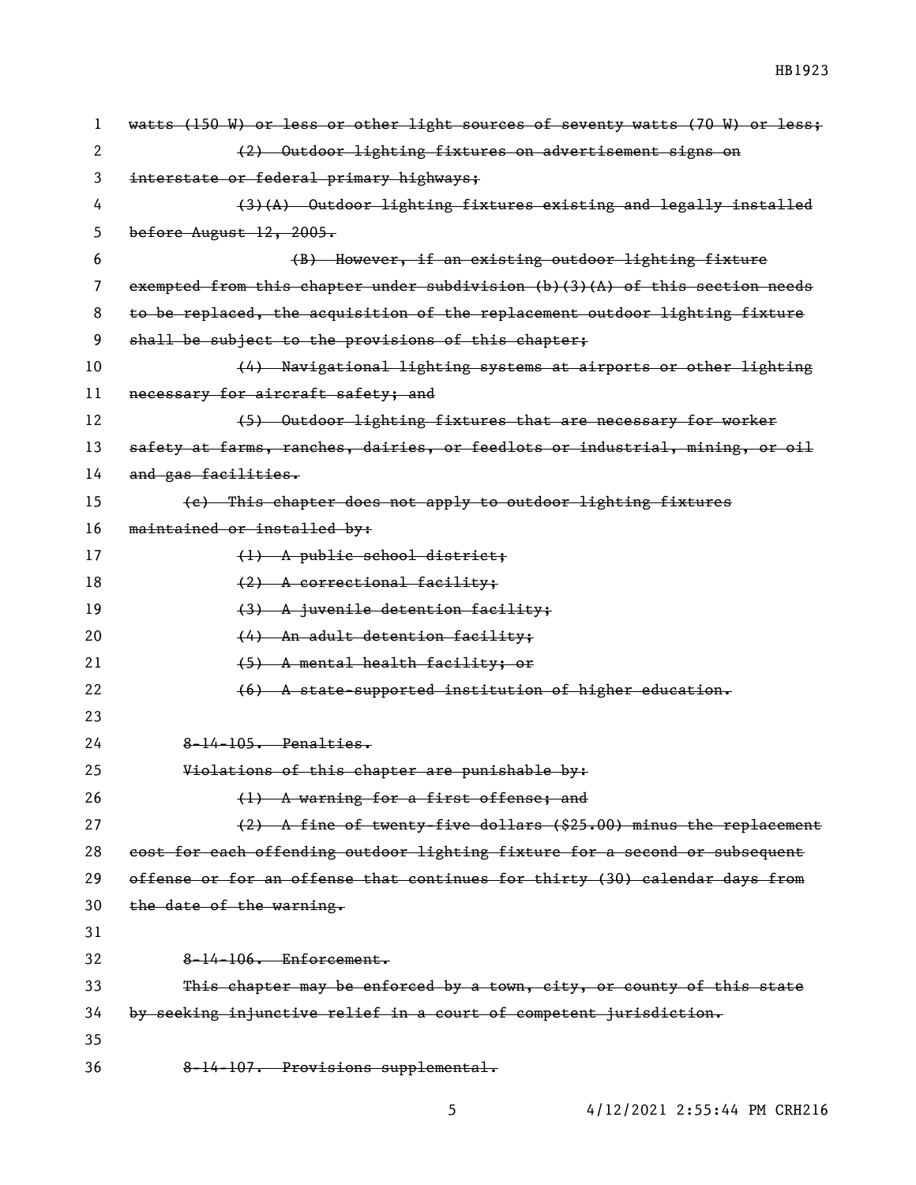~~watts (150 W) or less or other light sources of seventy watts (70 W) or less;~~

~~(2) Outdoor lighting fixtures on advertisement signs on interstate or federal primary highways;~~

~~(3)(A) Outdoor lighting fixtures existing and legally installed before August 12, 2005.~~

~~(B) However, if an existing outdoor lighting fixture exempted from this chapter under subdivision (b)(3)(A) of this section needs to be replaced, the acquisition of the replacement outdoor lighting fixture shall be subject to the provisions of this chapter;~~

~~(4) Navigational lighting systems at airports or other lighting necessary for aircraft safety; and~~

~~(5) Outdoor lighting fixtures that are necessary for worker safety at farms, ranches, dairies, or feedlots or industrial, mining, or oil and gas facilities.~~

~~(c) This chapter does not apply to outdoor lighting fixtures maintained or installed by:~~

~~(1) A public school district;~~

~~(2) A correctional facility;~~

~~(3) A juvenile detention facility;~~

~~(4) An adult detention facility;~~

~~(5) A mental health facility; or~~

~~(6) A state-supported institution of higher education.~~

~~8-14-105. Penalties.~~

~~Violations of this chapter are punishable by:~~

~~(1) A warning for a first offense; and~~

~~(2) A fine of twenty-five dollars ($25.00) minus the replacement cost for each offending outdoor lighting fixture for a second or subsequent offense or for an offense that continues for thirty (30) calendar days from the date of the warning.~~

~~8-14-106. Enforcement.~~

~~This chapter may be enforced by a town, city, or county of this state by seeking injunctive relief in a court of competent jurisdiction.~~

~~8-14-107. Provisions supplemental.~~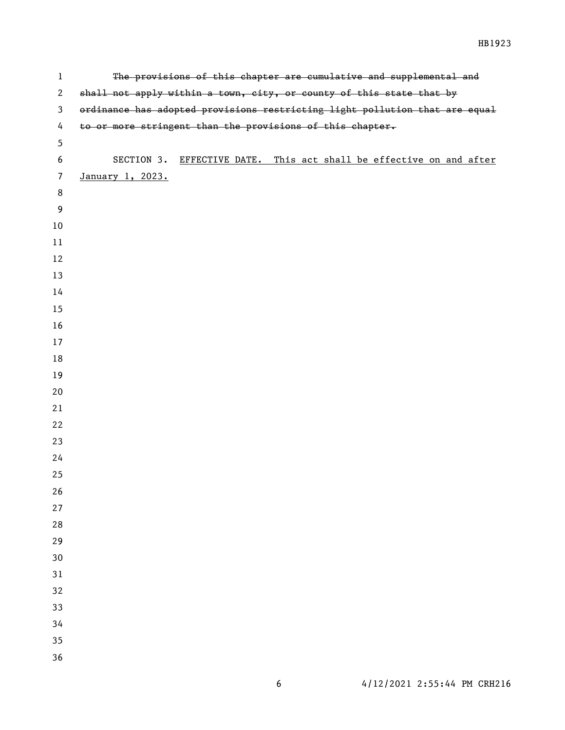~~The provisions of this chapter are cumulative and supplemental and shall not apply within a town, city, or county of this state that by ordinance has adopted provisions restricting light pollution that are equal to or more stringent than the provisions of this chapter.~~

SECTION 3. <u>EFFECTIVE DATE. This act shall be effective on and after January 1, 2023.</u>